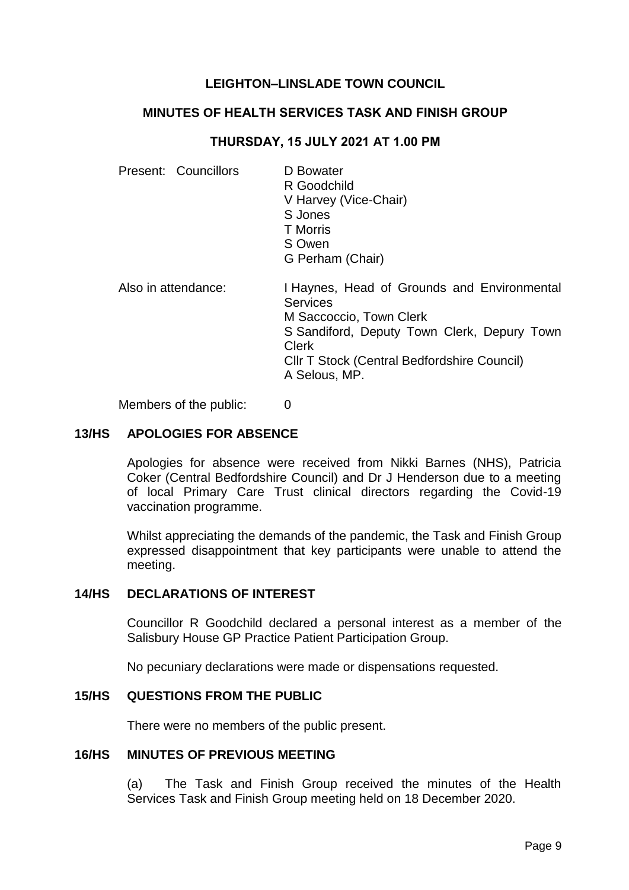# LEIGHTON–LINSLADE TOWN COUNCIL

## MINUTES OF HEALTH SERVICES TASK AND FINISH GROUP

### THURSDAY, 15 JULY 2021 AT 1.00 PM

| | |
|---|---|
| Present: Councillors | D Bowater<br>R Goodchild<br>V Harvey (Vice-Chair)<br>S Jones<br>T Morris<br>S Owen<br>G Perham (Chair) |
| Also in attendance: | I Haynes, Head of Grounds and Environmental Services<br>M Saccoccio, Town Clerk<br>S Sandiford, Deputy Town Clerk, Depury Town Clerk<br>Cllr T Stock (Central Bedfordshire Council)<br>A Selous, MP. |
| Members of the public: | 0 |

**13/HS APOLOGIES FOR ABSENCE**

Apologies for absence were received from Nikki Barnes (NHS), Patricia Coker (Central Bedfordshire Council) and Dr J Henderson due to a meeting of local Primary Care Trust clinical directors regarding the Covid-19 vaccination programme.

Whilst appreciating the demands of the pandemic, the Task and Finish Group expressed disappointment that key participants were unable to attend the meeting.

**14/HS DECLARATIONS OF INTEREST**

Councillor R Goodchild declared a personal interest as a member of the Salisbury House GP Practice Patient Participation Group.

No pecuniary declarations were made or dispensations requested.

**15/HS QUESTIONS FROM THE PUBLIC**

There were no members of the public present.

**16/HS MINUTES OF PREVIOUS MEETING**

(a) The Task and Finish Group received the minutes of the Health Services Task and Finish Group meeting held on 18 December 2020.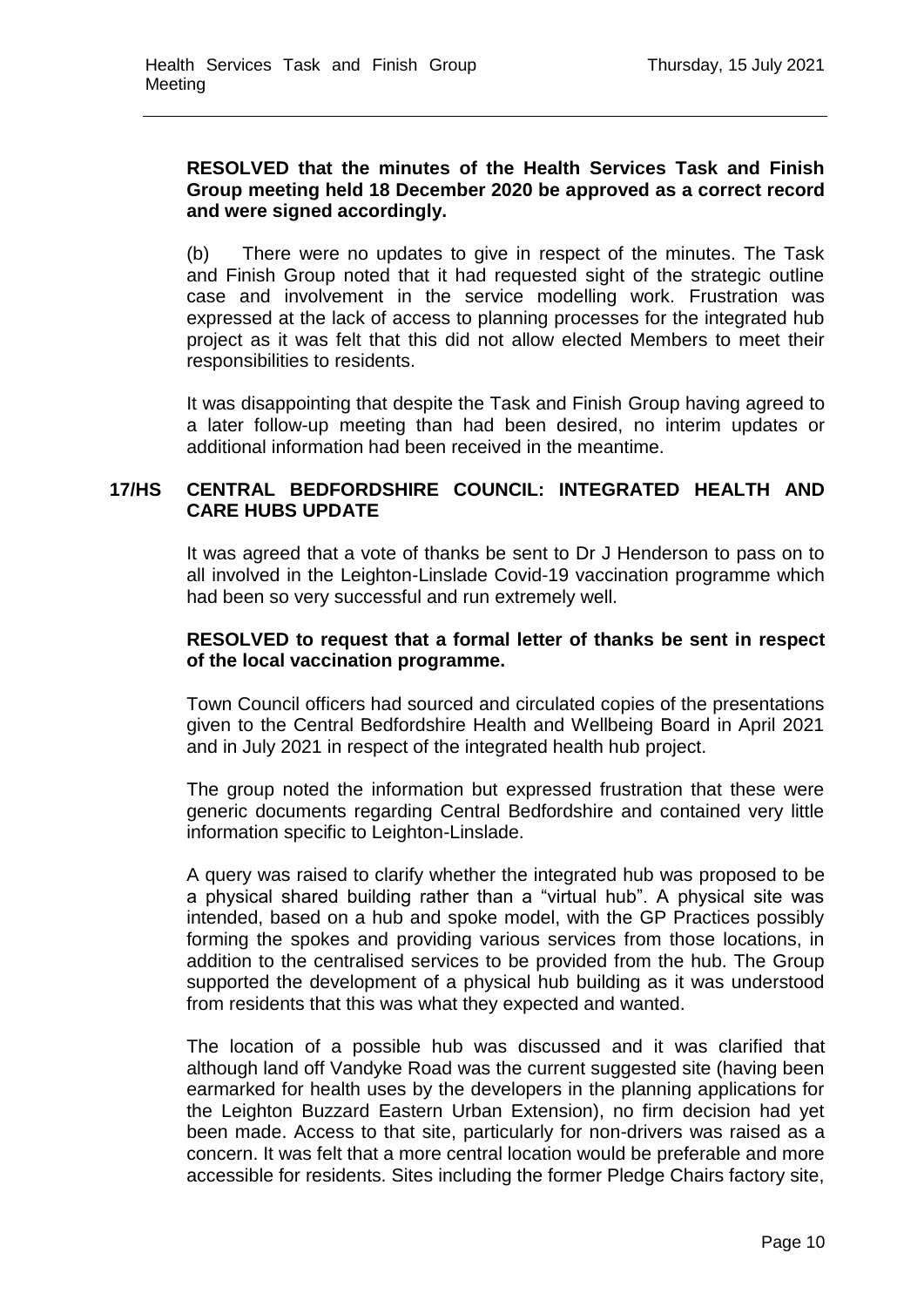**RESOLVED that the minutes of the Health Services Task and Finish Group meeting held 18 December 2020 be approved as a correct record and were signed accordingly.**

(b) There were no updates to give in respect of the minutes. The Task and Finish Group noted that it had requested sight of the strategic outline case and involvement in the service modelling work. Frustration was expressed at the lack of access to planning processes for the integrated hub project as it was felt that this did not allow elected Members to meet their responsibilities to residents.

It was disappointing that despite the Task and Finish Group having agreed to a later follow-up meeting than had been desired, no interim updates or additional information had been received in the meantime.

## 17/HS CENTRAL BEDFORDSHIRE COUNCIL: INTEGRATED HEALTH AND CARE HUBS UPDATE

It was agreed that a vote of thanks be sent to Dr J Henderson to pass on to all involved in the Leighton-Linslade Covid-19 vaccination programme which had been so very successful and run extremely well.

**RESOLVED to request that a formal letter of thanks be sent in respect of the local vaccination programme.**

Town Council officers had sourced and circulated copies of the presentations given to the Central Bedfordshire Health and Wellbeing Board in April 2021 and in July 2021 in respect of the integrated health hub project.

The group noted the information but expressed frustration that these were generic documents regarding Central Bedfordshire and contained very little information specific to Leighton-Linslade.

A query was raised to clarify whether the integrated hub was proposed to be a physical shared building rather than a "virtual hub". A physical site was intended, based on a hub and spoke model, with the GP Practices possibly forming the spokes and providing various services from those locations, in addition to the centralised services to be provided from the hub. The Group supported the development of a physical hub building as it was understood from residents that this was what they expected and wanted.

The location of a possible hub was discussed and it was clarified that although land off Vandyke Road was the current suggested site (having been earmarked for health uses by the developers in the planning applications for the Leighton Buzzard Eastern Urban Extension), no firm decision had yet been made. Access to that site, particularly for non-drivers was raised as a concern. It was felt that a more central location would be preferable and more accessible for residents. Sites including the former Pledge Chairs factory site,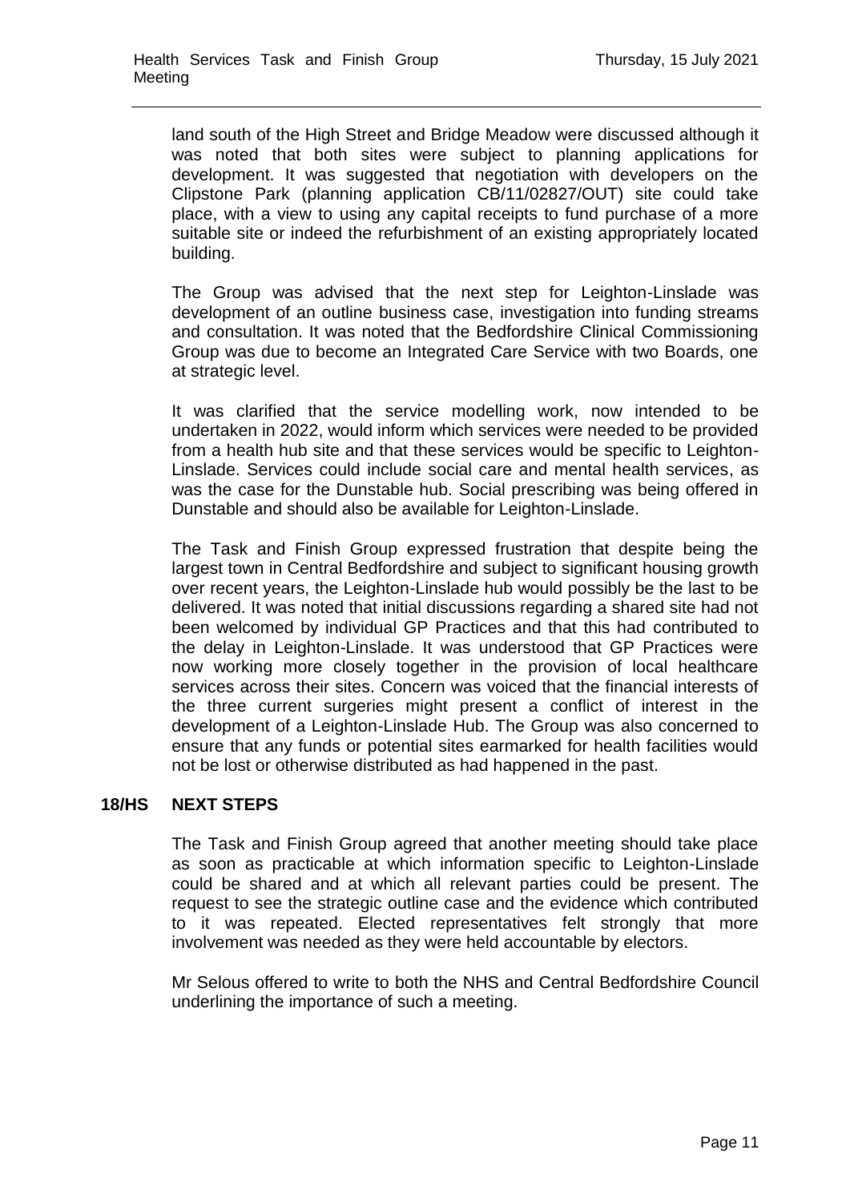land south of the High Street and Bridge Meadow were discussed although it was noted that both sites were subject to planning applications for development. It was suggested that negotiation with developers on the Clipstone Park (planning application CB/11/02827/OUT) site could take place, with a view to using any capital receipts to fund purchase of a more suitable site or indeed the refurbishment of an existing appropriately located building.

The Group was advised that the next step for Leighton-Linslade was development of an outline business case, investigation into funding streams and consultation. It was noted that the Bedfordshire Clinical Commissioning Group was due to become an Integrated Care Service with two Boards, one at strategic level.

It was clarified that the service modelling work, now intended to be undertaken in 2022, would inform which services were needed to be provided from a health hub site and that these services would be specific to Leighton-Linslade. Services could include social care and mental health services, as was the case for the Dunstable hub. Social prescribing was being offered in Dunstable and should also be available for Leighton-Linslade.

The Task and Finish Group expressed frustration that despite being the largest town in Central Bedfordshire and subject to significant housing growth over recent years, the Leighton-Linslade hub would possibly be the last to be delivered. It was noted that initial discussions regarding a shared site had not been welcomed by individual GP Practices and that this had contributed to the delay in Leighton-Linslade. It was understood that GP Practices were now working more closely together in the provision of local healthcare services across their sites. Concern was voiced that the financial interests of the three current surgeries might present a conflict of interest in the development of a Leighton-Linslade Hub. The Group was also concerned to ensure that any funds or potential sites earmarked for health facilities would not be lost or otherwise distributed as had happened in the past.

## 18/HS NEXT STEPS

The Task and Finish Group agreed that another meeting should take place as soon as practicable at which information specific to Leighton-Linslade could be shared and at which all relevant parties could be present. The request to see the strategic outline case and the evidence which contributed to it was repeated. Elected representatives felt strongly that more involvement was needed as they were held accountable by electors.

Mr Selous offered to write to both the NHS and Central Bedfordshire Council underlining the importance of such a meeting.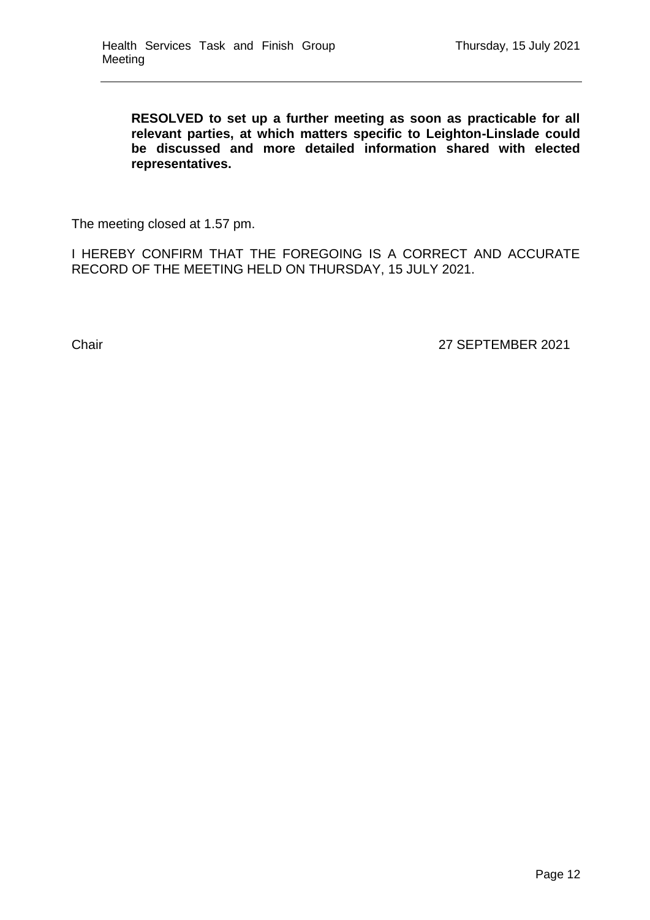**RESOLVED to set up a further meeting as soon as practicable for all relevant parties, at which matters specific to Leighton-Linslade could be discussed and more detailed information shared with elected representatives.**

The meeting closed at 1.57 pm.

I HEREBY CONFIRM THAT THE FOREGOING IS A CORRECT AND ACCURATE RECORD OF THE MEETING HELD ON THURSDAY, 15 JULY 2021.

Chair 27 SEPTEMBER 2021